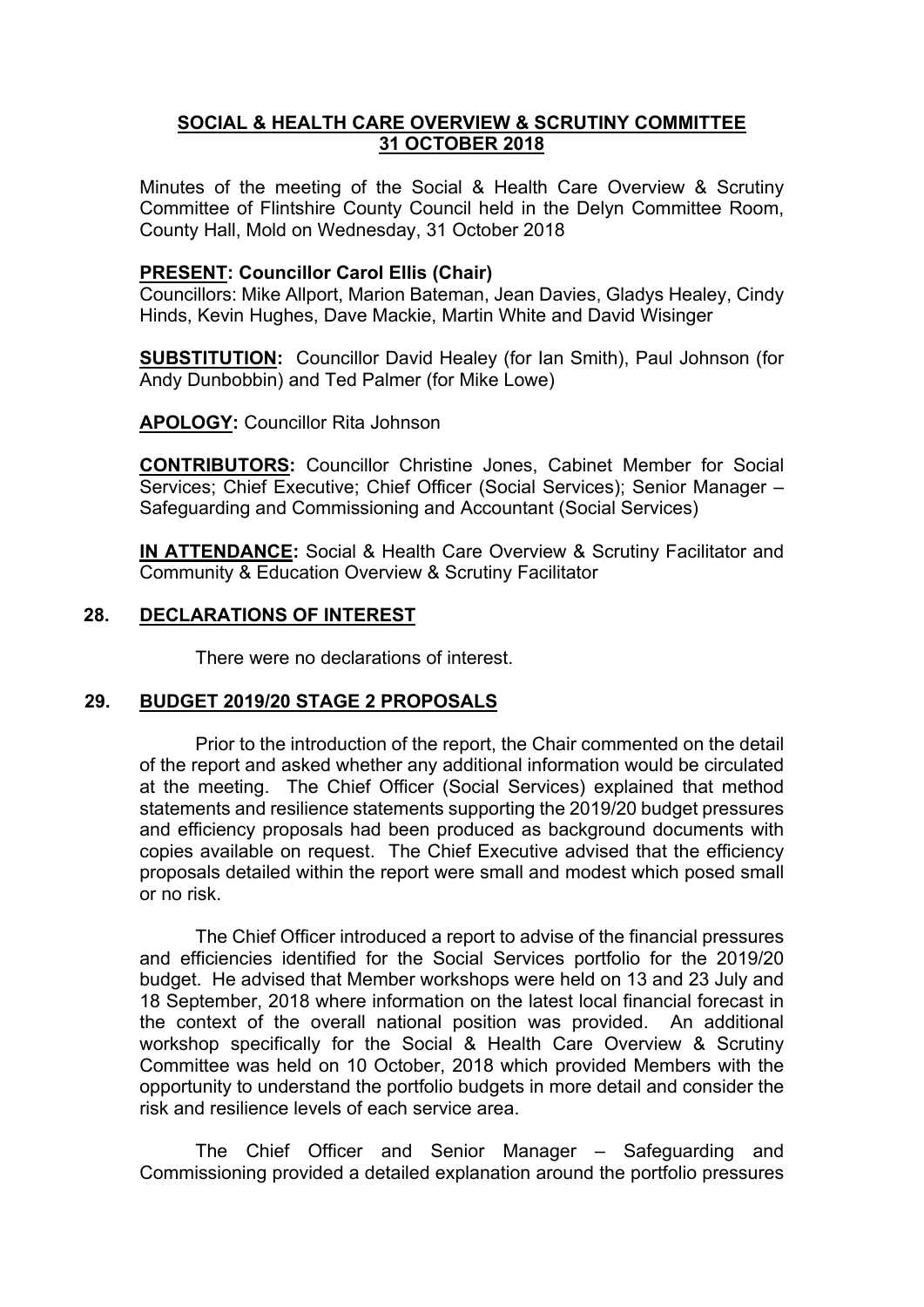# SOCIAL & HEALTH CARE OVERVIEW & SCRUTINY COMMITTEE
# 31 OCTOBER 2018

Minutes of the meeting of the Social & Health Care Overview & Scrutiny Committee of Flintshire County Council held in the Delyn Committee Room, County Hall, Mold on Wednesday, 31 October 2018

**PRESENT: Councillor Carol Ellis (Chair)**
Councillors: Mike Allport, Marion Bateman, Jean Davies, Gladys Healey, Cindy Hinds, Kevin Hughes, Dave Mackie, Martin White and David Wisinger

**SUBSTITUTION:** Councillor David Healey (for Ian Smith), Paul Johnson (for Andy Dunbobbin) and Ted Palmer (for Mike Lowe)

**APOLOGY:** Councillor Rita Johnson

**CONTRIBUTORS:** Councillor Christine Jones, Cabinet Member for Social Services; Chief Executive; Chief Officer (Social Services); Senior Manager – Safeguarding and Commissioning and Accountant (Social Services)

**IN ATTENDANCE:** Social & Health Care Overview & Scrutiny Facilitator and Community & Education Overview & Scrutiny Facilitator

## 28. DECLARATIONS OF INTEREST

There were no declarations of interest.

## 29. BUDGET 2019/20 STAGE 2 PROPOSALS

Prior to the introduction of the report, the Chair commented on the detail of the report and asked whether any additional information would be circulated at the meeting. The Chief Officer (Social Services) explained that method statements and resilience statements supporting the 2019/20 budget pressures and efficiency proposals had been produced as background documents with copies available on request. The Chief Executive advised that the efficiency proposals detailed within the report were small and modest which posed small or no risk.

The Chief Officer introduced a report to advise of the financial pressures and efficiencies identified for the Social Services portfolio for the 2019/20 budget. He advised that Member workshops were held on 13 and 23 July and 18 September, 2018 where information on the latest local financial forecast in the context of the overall national position was provided. An additional workshop specifically for the Social & Health Care Overview & Scrutiny Committee was held on 10 October, 2018 which provided Members with the opportunity to understand the portfolio budgets in more detail and consider the risk and resilience levels of each service area.

The Chief Officer and Senior Manager – Safeguarding and Commissioning provided a detailed explanation around the portfolio pressures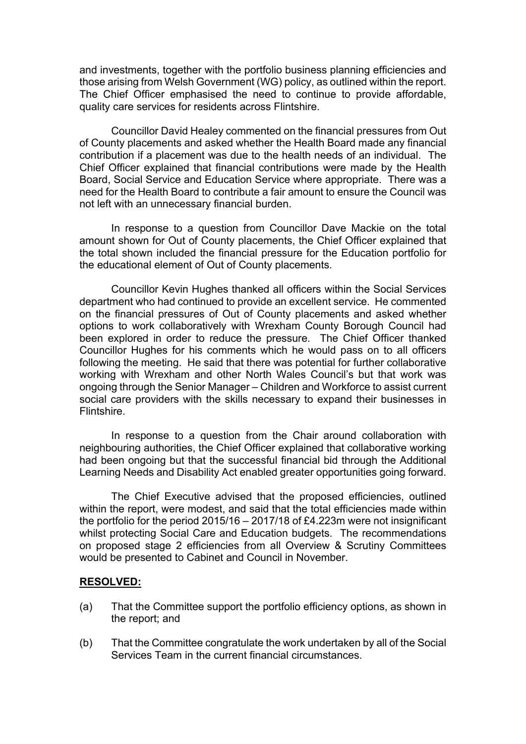and investments, together with the portfolio business planning efficiencies and those arising from Welsh Government (WG) policy, as outlined within the report. The Chief Officer emphasised the need to continue to provide affordable, quality care services for residents across Flintshire.

Councillor David Healey commented on the financial pressures from Out of County placements and asked whether the Health Board made any financial contribution if a placement was due to the health needs of an individual. The Chief Officer explained that financial contributions were made by the Health Board, Social Service and Education Service where appropriate. There was a need for the Health Board to contribute a fair amount to ensure the Council was not left with an unnecessary financial burden.

In response to a question from Councillor Dave Mackie on the total amount shown for Out of County placements, the Chief Officer explained that the total shown included the financial pressure for the Education portfolio for the educational element of Out of County placements.

Councillor Kevin Hughes thanked all officers within the Social Services department who had continued to provide an excellent service. He commented on the financial pressures of Out of County placements and asked whether options to work collaboratively with Wrexham County Borough Council had been explored in order to reduce the pressure. The Chief Officer thanked Councillor Hughes for his comments which he would pass on to all officers following the meeting. He said that there was potential for further collaborative working with Wrexham and other North Wales Council's but that work was ongoing through the Senior Manager – Children and Workforce to assist current social care providers with the skills necessary to expand their businesses in Flintshire.

In response to a question from the Chair around collaboration with neighbouring authorities, the Chief Officer explained that collaborative working had been ongoing but that the successful financial bid through the Additional Learning Needs and Disability Act enabled greater opportunities going forward.

The Chief Executive advised that the proposed efficiencies, outlined within the report, were modest, and said that the total efficiencies made within the portfolio for the period 2015/16 – 2017/18 of £4.223m were not insignificant whilst protecting Social Care and Education budgets. The recommendations on proposed stage 2 efficiencies from all Overview & Scrutiny Committees would be presented to Cabinet and Council in November.

**RESOLVED:**

(a) That the Committee support the portfolio efficiency options, as shown in the report; and

(b) That the Committee congratulate the work undertaken by all of the Social Services Team in the current financial circumstances.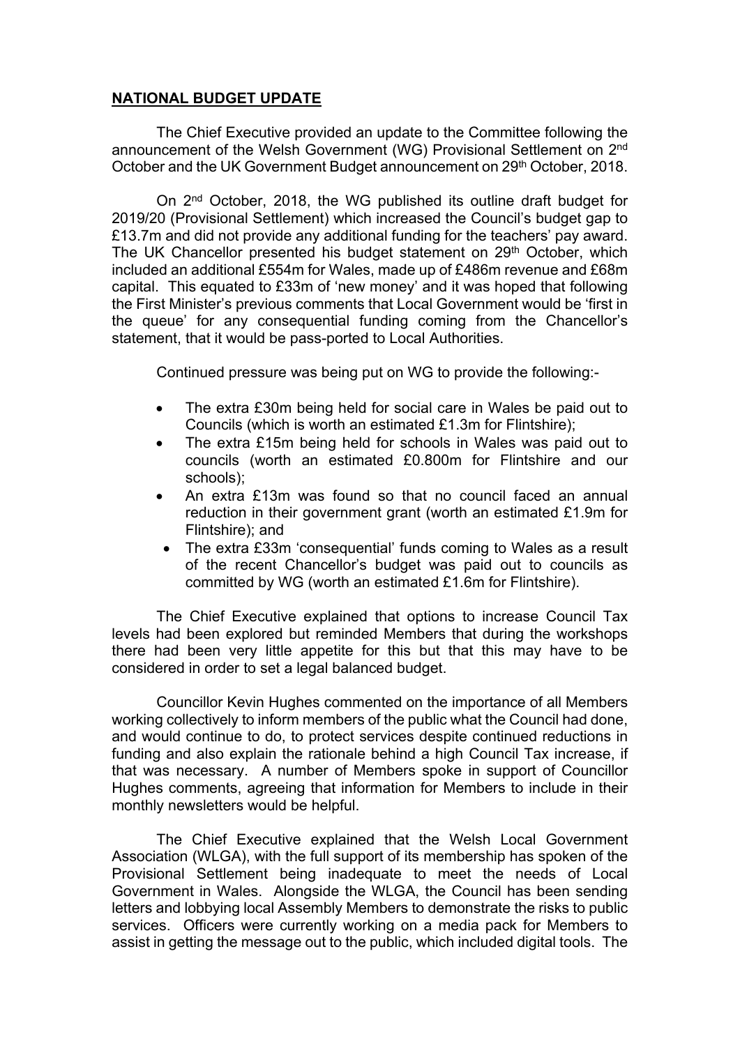## **NATIONAL BUDGET UPDATE**

The Chief Executive provided an update to the Committee following the announcement of the Welsh Government (WG) Provisional Settlement on 2nd October and the UK Government Budget announcement on 29th October, 2018.

On 2nd October, 2018, the WG published its outline draft budget for 2019/20 (Provisional Settlement) which increased the Council's budget gap to £13.7m and did not provide any additional funding for the teachers' pay award. The UK Chancellor presented his budget statement on 29th October, which included an additional £554m for Wales, made up of £486m revenue and £68m capital. This equated to £33m of 'new money' and it was hoped that following the First Minister's previous comments that Local Government would be 'first in the queue' for any consequential funding coming from the Chancellor's statement, that it would be pass-ported to Local Authorities.

Continued pressure was being put on WG to provide the following:-

- The extra £30m being held for social care in Wales be paid out to Councils (which is worth an estimated £1.3m for Flintshire);
- The extra £15m being held for schools in Wales was paid out to councils (worth an estimated £0.800m for Flintshire and our schools);
- An extra £13m was found so that no council faced an annual reduction in their government grant (worth an estimated £1.9m for Flintshire); and
- The extra £33m 'consequential' funds coming to Wales as a result of the recent Chancellor's budget was paid out to councils as committed by WG (worth an estimated £1.6m for Flintshire).

The Chief Executive explained that options to increase Council Tax levels had been explored but reminded Members that during the workshops there had been very little appetite for this but that this may have to be considered in order to set a legal balanced budget.

Councillor Kevin Hughes commented on the importance of all Members working collectively to inform members of the public what the Council had done, and would continue to do, to protect services despite continued reductions in funding and also explain the rationale behind a high Council Tax increase, if that was necessary. A number of Members spoke in support of Councillor Hughes comments, agreeing that information for Members to include in their monthly newsletters would be helpful.

The Chief Executive explained that the Welsh Local Government Association (WLGA), with the full support of its membership has spoken of the Provisional Settlement being inadequate to meet the needs of Local Government in Wales. Alongside the WLGA, the Council has been sending letters and lobbying local Assembly Members to demonstrate the risks to public services. Officers were currently working on a media pack for Members to assist in getting the message out to the public, which included digital tools. The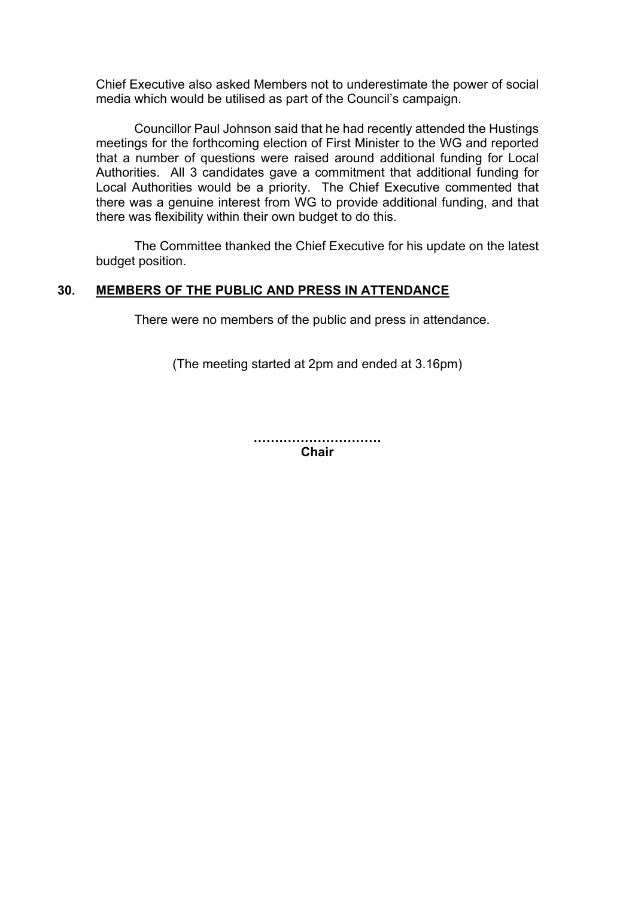Chief Executive also asked Members not to underestimate the power of social media which would be utilised as part of the Council's campaign.

Councillor Paul Johnson said that he had recently attended the Hustings meetings for the forthcoming election of First Minister to the WG and reported that a number of questions were raised around additional funding for Local Authorities. All 3 candidates gave a commitment that additional funding for Local Authorities would be a priority. The Chief Executive commented that there was a genuine interest from WG to provide additional funding, and that there was flexibility within their own budget to do this.

The Committee thanked the Chief Executive for his update on the latest budget position.

## 30. MEMBERS OF THE PUBLIC AND PRESS IN ATTENDANCE

There were no members of the public and press in attendance.

(The meeting started at 2pm and ended at 3.16pm)

…………………………
**Chair**